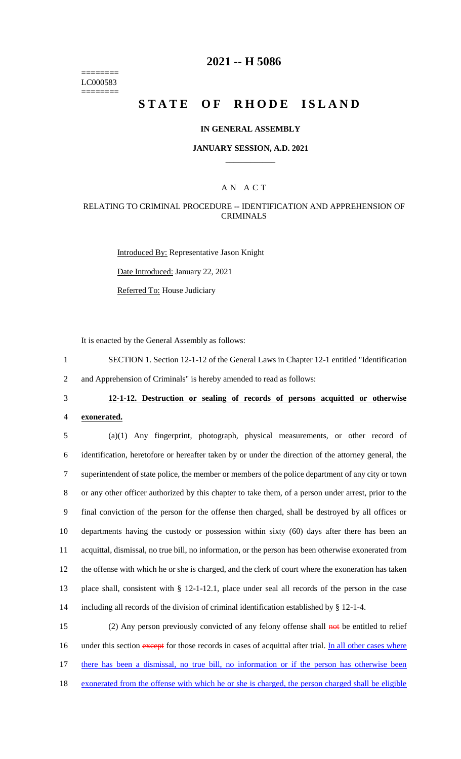========
LC000583
========

# 2021 -- H 5086

# STATE OF RHODE ISLAND

### IN GENERAL ASSEMBLY

### JANUARY SESSION, A.D. 2021

____________

### A N A C T

### RELATING TO CRIMINAL PROCEDURE -- IDENTIFICATION AND APPREHENSION OF CRIMINALS

Introduced By: Representative Jason Knight

Date Introduced: January 22, 2021

Referred To: House Judiciary

It is enacted by the General Assembly as follows:

1 SECTION 1. Section 12-1-12 of the General Laws in Chapter 12-1 entitled "Identification
2 and Apprehension of Criminals" is hereby amended to read as follows:

3 **12-1-12. Destruction or sealing of records of persons acquitted or otherwise**
4 **exonerated.**

5 (a)(1) Any fingerprint, photograph, physical measurements, or other record of
6 identification, heretofore or hereafter taken by or under the direction of the attorney general, the
7 superintendent of state police, the member or members of the police department of any city or town
8 or any other officer authorized by this chapter to take them, of a person under arrest, prior to the
9 final conviction of the person for the offense then charged, shall be destroyed by all offices or
10 departments having the custody or possession within sixty (60) days after there has been an
11 acquittal, dismissal, no true bill, no information, or the person has been otherwise exonerated from
12 the offense with which he or she is charged, and the clerk of court where the exoneration has taken
13 place shall, consistent with § 12-1-12.1, place under seal all records of the person in the case
14 including all records of the division of criminal identification established by § 12-1-4.

15 (2) Any person previously convicted of any felony offense shall ~~not~~ be entitled to relief
16 under this section ~~except~~ for those records in cases of acquittal after trial. In all other cases where
17 there has been a dismissal, no true bill, no information or if the person has otherwise been
18 exonerated from the offense with which he or she is charged, the person charged shall be eligible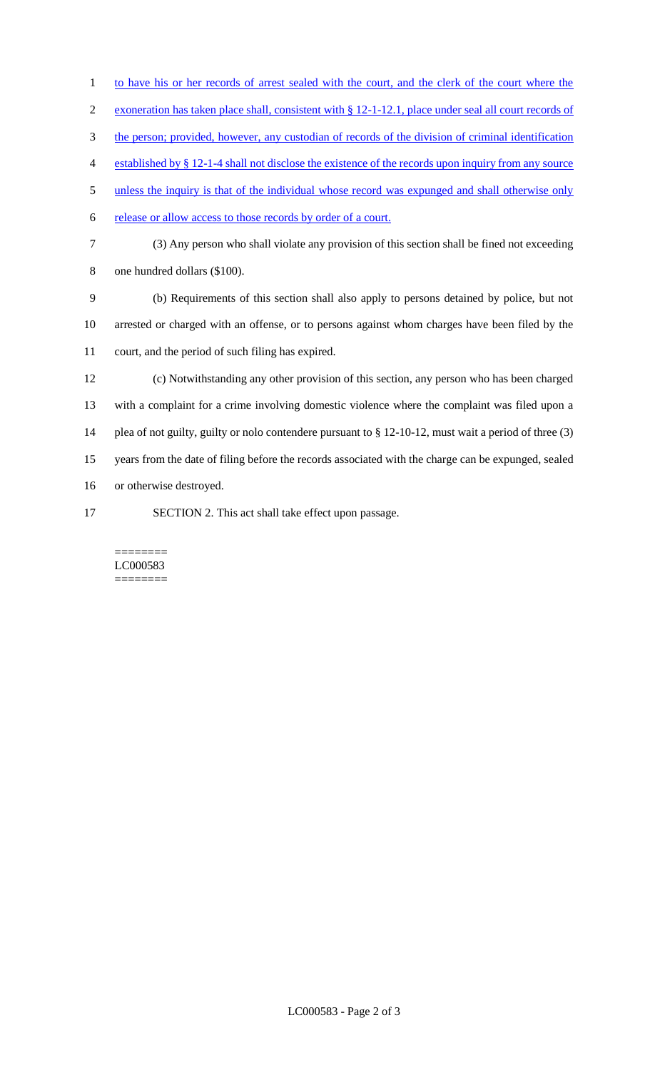to have his or her records of arrest sealed with the court, and the clerk of the court where the exoneration has taken place shall, consistent with § 12-1-12.1, place under seal all court records of the person; provided, however, any custodian of records of the division of criminal identification established by § 12-1-4 shall not disclose the existence of the records upon inquiry from any source unless the inquiry is that of the individual whose record was expunged and shall otherwise only release or allow access to those records by order of a court.

(3) Any person who shall violate any provision of this section shall be fined not exceeding one hundred dollars ($100).

(b) Requirements of this section shall also apply to persons detained by police, but not arrested or charged with an offense, or to persons against whom charges have been filed by the court, and the period of such filing has expired.

(c) Notwithstanding any other provision of this section, any person who has been charged with a complaint for a crime involving domestic violence where the complaint was filed upon a plea of not guilty, guilty or nolo contendere pursuant to § 12-10-12, must wait a period of three (3) years from the date of filing before the records associated with the charge can be expunged, sealed or otherwise destroyed.

SECTION 2. This act shall take effect upon passage.

========
LC000583
========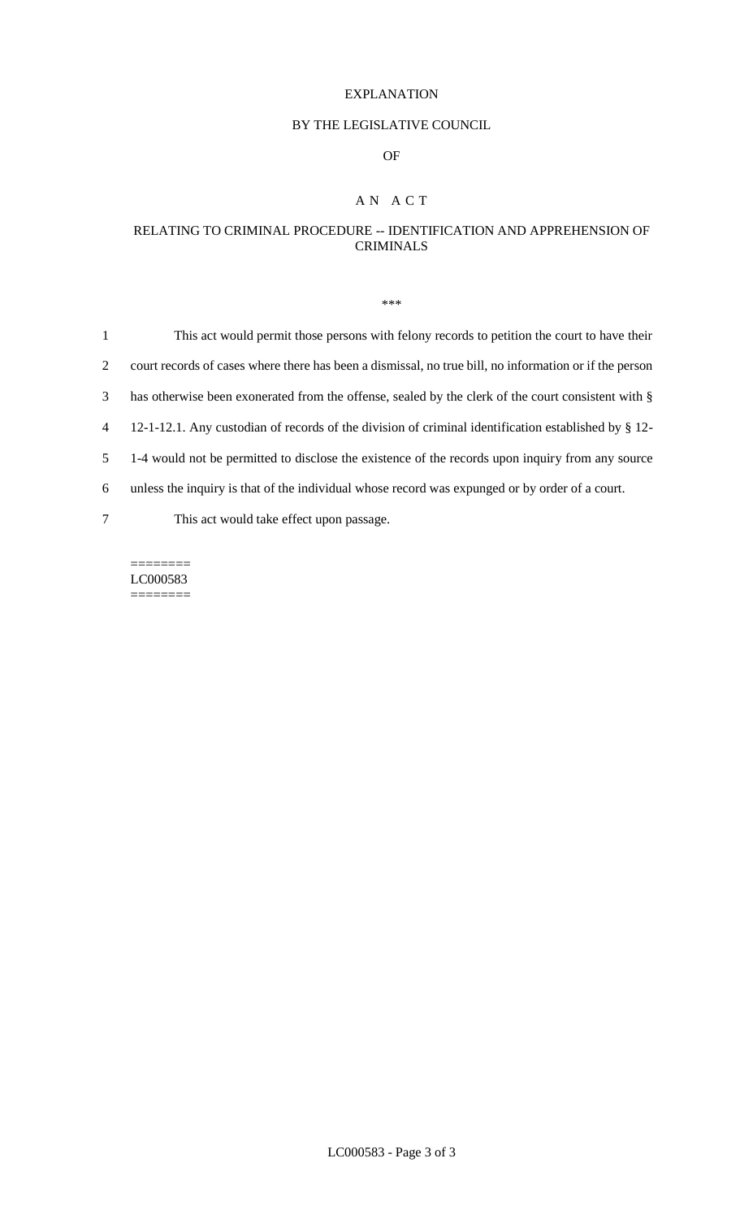EXPLANATION

BY THE LEGISLATIVE COUNCIL

OF

A N  A C T

RELATING TO CRIMINAL PROCEDURE -- IDENTIFICATION AND APPREHENSION OF CRIMINALS

\*\*\*

1 This act would permit those persons with felony records to petition the court to have their
2 court records of cases where there has been a dismissal, no true bill, no information or if the person
3 has otherwise been exonerated from the offense, sealed by the clerk of the court consistent with §
4 12-1-12.1. Any custodian of records of the division of criminal identification established by § 12-
5 1-4 would not be permitted to disclose the existence of the records upon inquiry from any source
6 unless the inquiry is that of the individual whose record was expunged or by order of a court.
7 This act would take effect upon passage.

========
LC000583
========